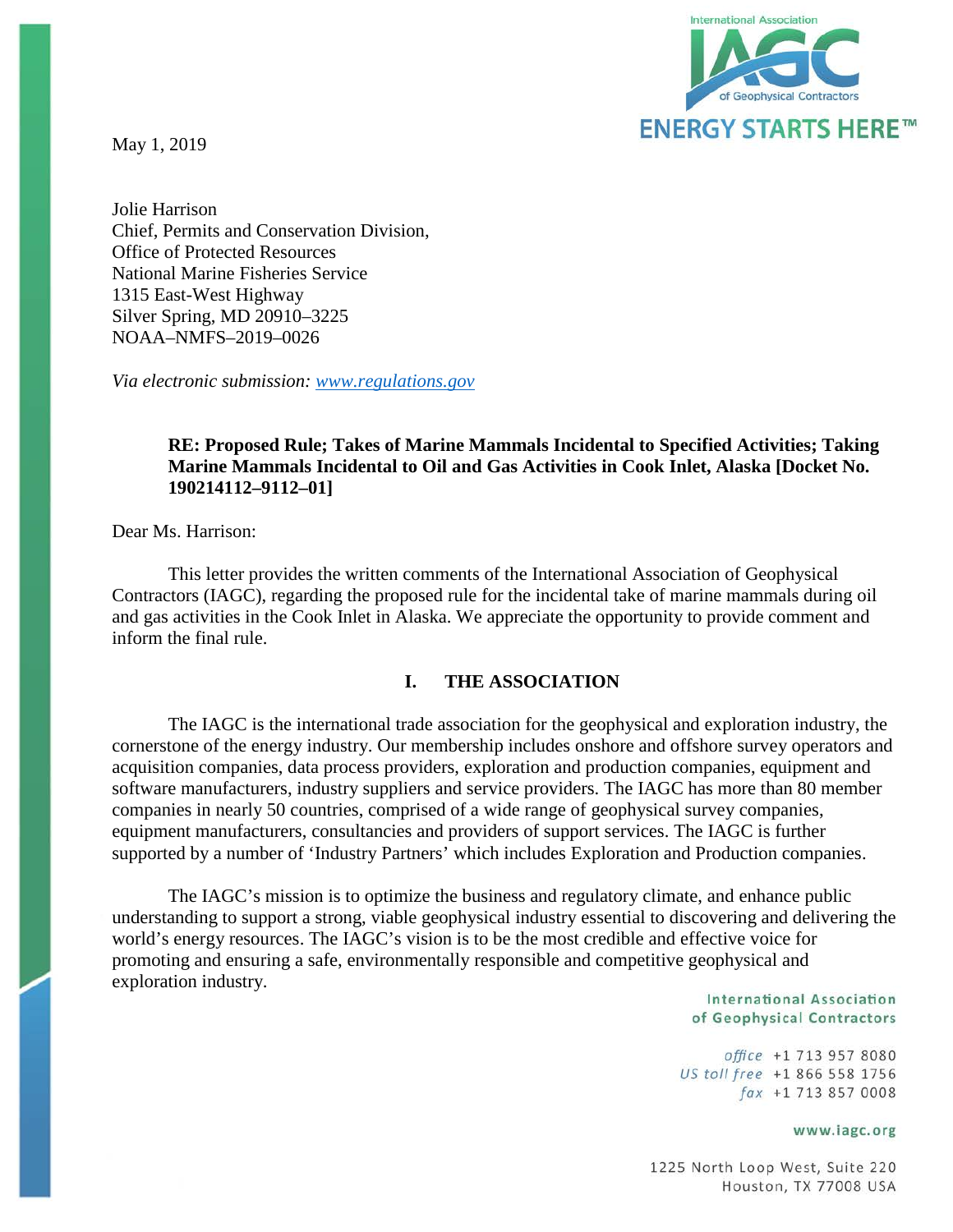May 1, 2019

Jolie Harrison
Chief, Permits and Conservation Division,
Office of Protected Resources
National Marine Fisheries Service
1315 East-West Highway
Silver Spring, MD 20910–3225
NOAA–NMFS–2019–0026

*Via electronic submission: www.regulations.gov*

**RE: Proposed Rule; Takes of Marine Mammals Incidental to Specified Activities; Taking Marine Mammals Incidental to Oil and Gas Activities in Cook Inlet, Alaska [Docket No. 190214112–9112–01]**

Dear Ms. Harrison:

This letter provides the written comments of the International Association of Geophysical Contractors (IAGC), regarding the proposed rule for the incidental take of marine mammals during oil and gas activities in the Cook Inlet in Alaska. We appreciate the opportunity to provide comment and inform the final rule.

## I. THE ASSOCIATION

The IAGC is the international trade association for the geophysical and exploration industry, the cornerstone of the energy industry. Our membership includes onshore and offshore survey operators and acquisition companies, data process providers, exploration and production companies, equipment and software manufacturers, industry suppliers and service providers. The IAGC has more than 80 member companies in nearly 50 countries, comprised of a wide range of geophysical survey companies, equipment manufacturers, consultancies and providers of support services. The IAGC is further supported by a number of 'Industry Partners' which includes Exploration and Production companies.

The IAGC's mission is to optimize the business and regulatory climate, and enhance public understanding to support a strong, viable geophysical industry essential to discovering and delivering the world's energy resources. The IAGC's vision is to be the most credible and effective voice for promoting and ensuring a safe, environmentally responsible and competitive geophysical and exploration industry.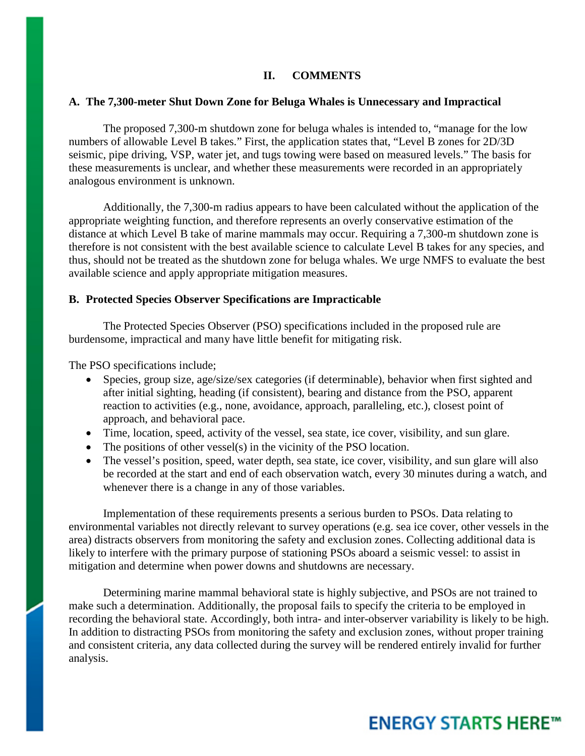## II. COMMENTS

### A. The 7,300-meter Shut Down Zone for Beluga Whales is Unnecessary and Impractical

The proposed 7,300-m shutdown zone for beluga whales is intended to, "manage for the low numbers of allowable Level B takes." First, the application states that, "Level B zones for 2D/3D seismic, pipe driving, VSP, water jet, and tugs towing were based on measured levels." The basis for these measurements is unclear, and whether these measurements were recorded in an appropriately analogous environment is unknown.

Additionally, the 7,300-m radius appears to have been calculated without the application of the appropriate weighting function, and therefore represents an overly conservative estimation of the distance at which Level B take of marine mammals may occur. Requiring a 7,300-m shutdown zone is therefore is not consistent with the best available science to calculate Level B takes for any species, and thus, should not be treated as the shutdown zone for beluga whales. We urge NMFS to evaluate the best available science and apply appropriate mitigation measures.

### B. Protected Species Observer Specifications are Impracticable

The Protected Species Observer (PSO) specifications included in the proposed rule are burdensome, impractical and many have little benefit for mitigating risk.

The PSO specifications include;

- Species, group size, age/size/sex categories (if determinable), behavior when first sighted and after initial sighting, heading (if consistent), bearing and distance from the PSO, apparent reaction to activities (e.g., none, avoidance, approach, paralleling, etc.), closest point of approach, and behavioral pace.
- Time, location, speed, activity of the vessel, sea state, ice cover, visibility, and sun glare.
- The positions of other vessel(s) in the vicinity of the PSO location.
- The vessel's position, speed, water depth, sea state, ice cover, visibility, and sun glare will also be recorded at the start and end of each observation watch, every 30 minutes during a watch, and whenever there is a change in any of those variables.

Implementation of these requirements presents a serious burden to PSOs. Data relating to environmental variables not directly relevant to survey operations (e.g. sea ice cover, other vessels in the area) distracts observers from monitoring the safety and exclusion zones. Collecting additional data is likely to interfere with the primary purpose of stationing PSOs aboard a seismic vessel: to assist in mitigation and determine when power downs and shutdowns are necessary.

Determining marine mammal behavioral state is highly subjective, and PSOs are not trained to make such a determination. Additionally, the proposal fails to specify the criteria to be employed in recording the behavioral state. Accordingly, both intra- and inter-observer variability is likely to be high. In addition to distracting PSOs from monitoring the safety and exclusion zones, without proper training and consistent criteria, any data collected during the survey will be rendered entirely invalid for further analysis.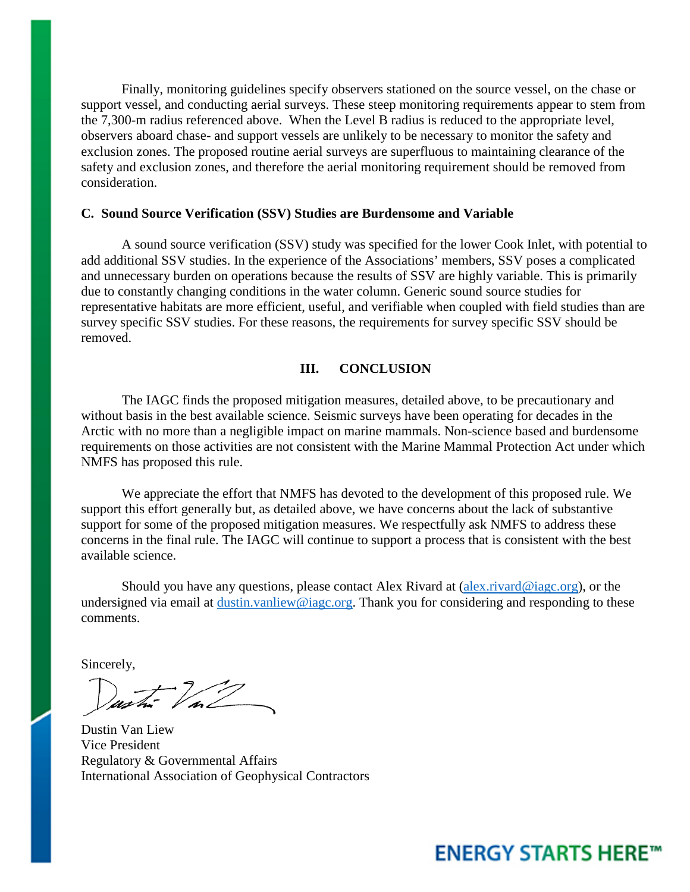Finally, monitoring guidelines specify observers stationed on the source vessel, on the chase or support vessel, and conducting aerial surveys. These steep monitoring requirements appear to stem from the 7,300-m radius referenced above. When the Level B radius is reduced to the appropriate level, observers aboard chase- and support vessels are unlikely to be necessary to monitor the safety and exclusion zones. The proposed routine aerial surveys are superfluous to maintaining clearance of the safety and exclusion zones, and therefore the aerial monitoring requirement should be removed from consideration.

**C. Sound Source Verification (SSV) Studies are Burdensome and Variable**

A sound source verification (SSV) study was specified for the lower Cook Inlet, with potential to add additional SSV studies. In the experience of the Associations' members, SSV poses a complicated and unnecessary burden on operations because the results of SSV are highly variable. This is primarily due to constantly changing conditions in the water column. Generic sound source studies for representative habitats are more efficient, useful, and verifiable when coupled with field studies than are survey specific SSV studies. For these reasons, the requirements for survey specific SSV should be removed.

## III. CONCLUSION

The IAGC finds the proposed mitigation measures, detailed above, to be precautionary and without basis in the best available science. Seismic surveys have been operating for decades in the Arctic with no more than a negligible impact on marine mammals. Non-science based and burdensome requirements on those activities are not consistent with the Marine Mammal Protection Act under which NMFS has proposed this rule.

We appreciate the effort that NMFS has devoted to the development of this proposed rule. We support this effort generally but, as detailed above, we have concerns about the lack of substantive support for some of the proposed mitigation measures. We respectfully ask NMFS to address these concerns in the final rule. The IAGC will continue to support a process that is consistent with the best available science.

Should you have any questions, please contact Alex Rivard at (alex.rivard@iagc.org), or the undersigned via email at dustin.vanliew@iagc.org. Thank you for considering and responding to these comments.

Sincerely,

Dustin Van Liew
Vice President
Regulatory & Governmental Affairs
International Association of Geophysical Contractors

ENERGY STARTS HERE™